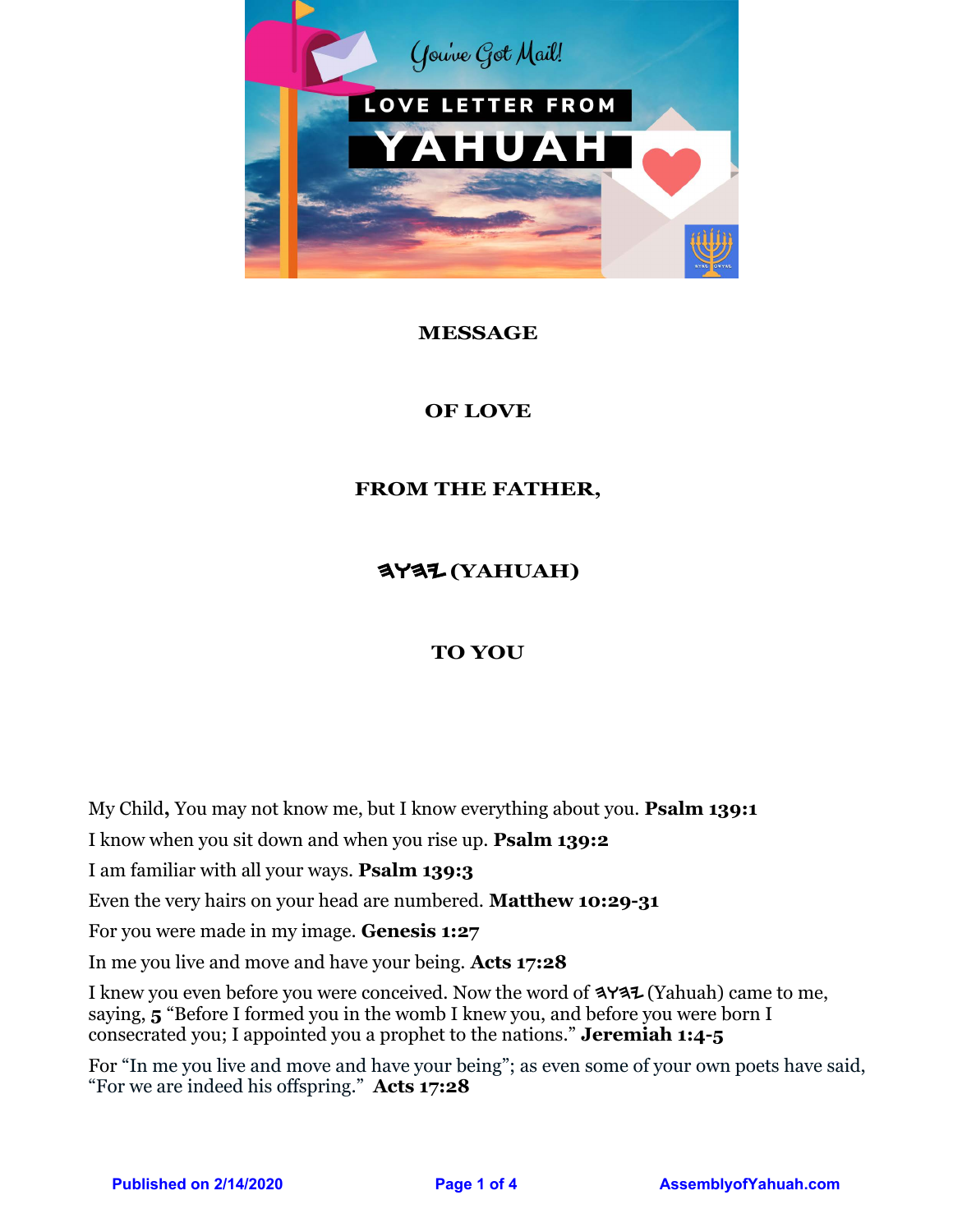**MESSAGE**

**OF LOVE**

**FROM THE FATHER,**

**𐤄𐤅𐤄𐤉 (YAHUAH)**

**TO YOU**

My Child**,** You may not know me, but I know everything about you. **Psalm 139:1**

I know when you sit down and when you rise up. **Psalm 139:2**

I am familiar with all your ways. **Psalm 139:3**

Even the very hairs on your head are numbered. **Matthew 10:29-31**

For you were made in my image. **Genesis 1:27**

In me you live and move and have your being. **Acts 17:28**

I knew you even before you were conceived. Now the word of 𐤄𐤅𐤄𐤉 (Yahuah) came to me, saying, **5** “Before I formed you in the womb I knew you, and before you were born I consecrated you; I appointed you a prophet to the nations.” **Jeremiah 1:4-5**

For “In me you live and move and have your being”; as even some of your own poets have said, “For we are indeed his offspring.” **Acts 17:28**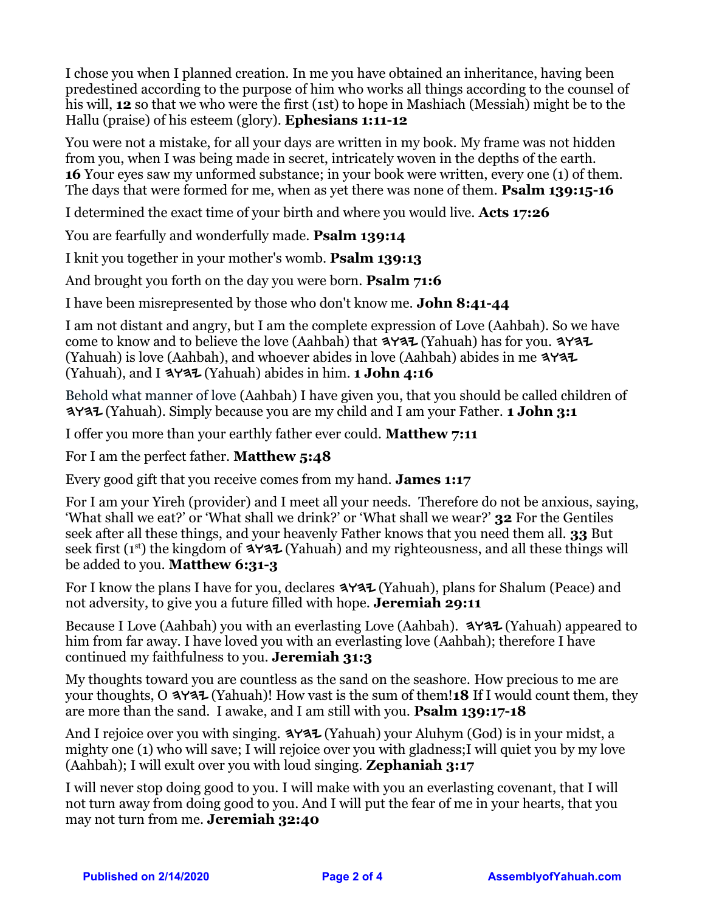I chose you when I planned creation. In me you have obtained an inheritance, having been predestined according to the purpose of him who works all things according to the counsel of his will, **12** so that we who were the first (1st) to hope in Mashiach (Messiah) might be to the Hallu (praise) of his esteem (glory). **Ephesians 1:11-12**

You were not a mistake, for all your days are written in my book. My frame was not hidden from you, when I was being made in secret, intricately woven in the depths of the earth. **16** Your eyes saw my unformed substance; in your book were written, every one (1) of them. The days that were formed for me, when as yet there was none of them. **Psalm 139:15-16**

I determined the exact time of your birth and where you would live. **Acts 17:26**

You are fearfully and wonderfully made. **Psalm 139:14**

I knit you together in your mother's womb. **Psalm 139:13**

And brought you forth on the day you were born. **Psalm 71:6**

I have been misrepresented by those who don't know me. **John 8:41-44**

I am not distant and angry, but I am the complete expression of Love (Aahbah). So we have come to know and to believe the love (Aahbah) that 𐤄𐤅𐤄𐤉 (Yahuah) has for you. 𐤄𐤅𐤄𐤉 (Yahuah) is love (Aahbah), and whoever abides in love (Aahbah) abides in me 𐤄𐤅𐤄𐤉 (Yahuah), and I 𐤄𐤅𐤄𐤉 (Yahuah) abides in him. **1 John 4:16**

Behold what manner of love (Aahbah) I have given you, that you should be called children of 𐤄𐤅𐤄𐤉 (Yahuah). Simply because you are my child and I am your Father. **1 John 3:1**

I offer you more than your earthly father ever could. **Matthew 7:11**

For I am the perfect father. **Matthew 5:48**

Every good gift that you receive comes from my hand. **James 1:17**

For I am your Yireh (provider) and I meet all your needs. Therefore do not be anxious, saying, 'What shall we eat?' or 'What shall we drink?' or 'What shall we wear?' **32** For the Gentiles seek after all these things, and your heavenly Father knows that you need them all. **33** But seek first (1st) the kingdom of 𐤄𐤅𐤄𐤉 (Yahuah) and my righteousness, and all these things will be added to you. **Matthew 6:31-3**

For I know the plans I have for you, declares 𐤄𐤅𐤄𐤉 (Yahuah), plans for Shalum (Peace) and not adversity, to give you a future filled with hope. **Jeremiah 29:11**

Because I Love (Aahbah) you with an everlasting Love (Aahbah). 𐤄𐤅𐤄𐤉 (Yahuah) appeared to him from far away. I have loved you with an everlasting love (Aahbah); therefore I have continued my faithfulness to you. **Jeremiah 31:3**

My thoughts toward you are countless as the sand on the seashore. How precious to me are your thoughts, O 𐤄𐤅𐤄𐤉 (Yahuah)! How vast is the sum of them!**18** If I would count them, they are more than the sand. I awake, and I am still with you. **Psalm 139:17-18**

And I rejoice over you with singing. 𐤄𐤅𐤄𐤉 (Yahuah) your Aluhym (God) is in your midst, a mighty one (1) who will save; I will rejoice over you with gladness;I will quiet you by my love (Aahbah); I will exult over you with loud singing. **Zephaniah 3:17**

I will never stop doing good to you. I will make with you an everlasting covenant, that I will not turn away from doing good to you. And I will put the fear of me in your hearts, that you may not turn from me. **Jeremiah 32:40**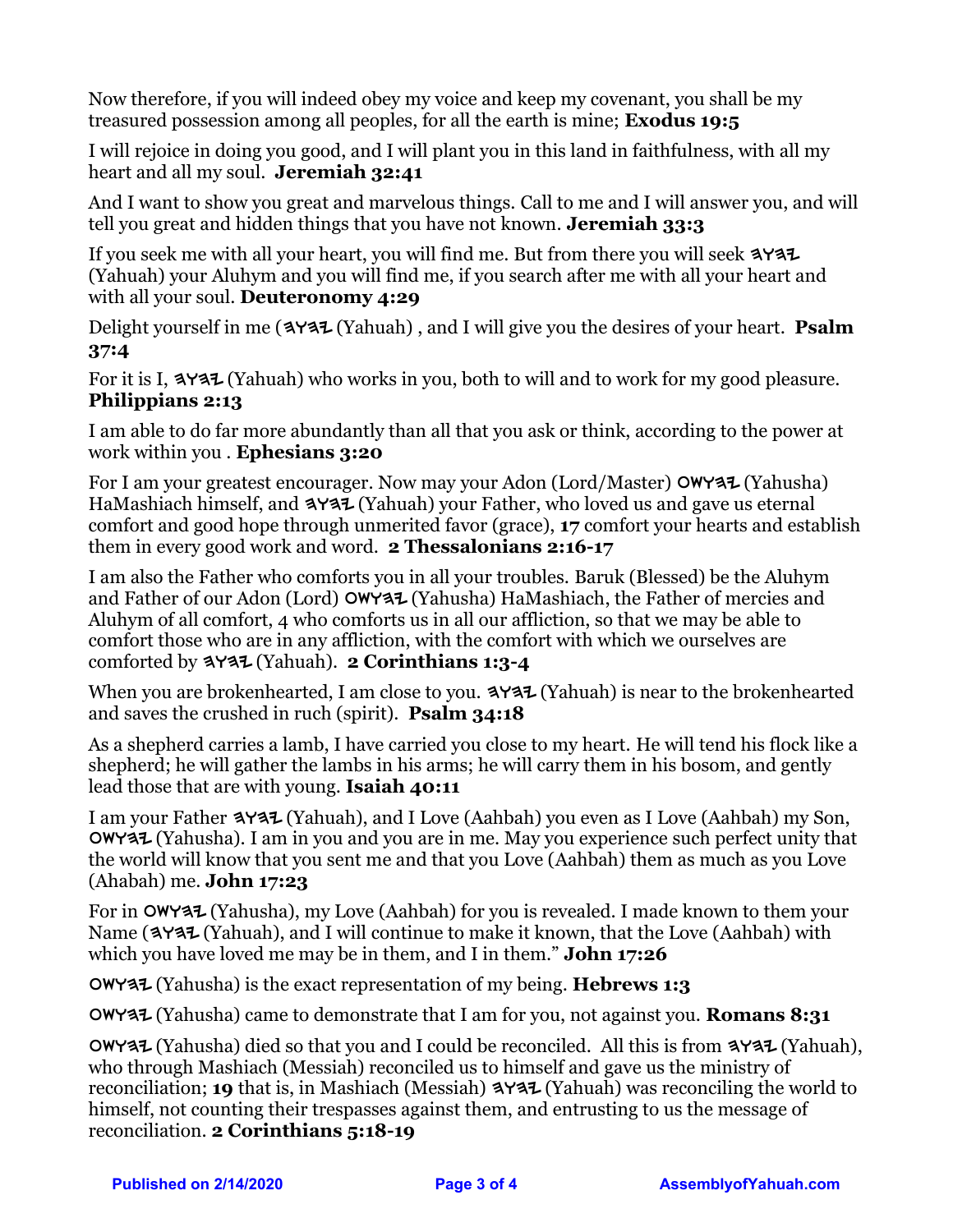Now therefore, if you will indeed obey my voice and keep my covenant, you shall be my treasured possession among all peoples, for all the earth is mine; **Exodus 19:5**

I will rejoice in doing you good, and I will plant you in this land in faithfulness, with all my heart and all my soul. **Jeremiah 32:41**

And I want to show you great and marvelous things. Call to me and I will answer you, and will tell you great and hidden things that you have not known. **Jeremiah 33:3**

If you seek me with all your heart, you will find me. But from there you will seek 𐤉𐤄𐤅𐤄 (Yahuah) your Aluhym and you will find me, if you search after me with all your heart and with all your soul. **Deuteronomy 4:29**

Delight yourself in me (𐤉𐤄𐤅𐤄 (Yahuah) , and I will give you the desires of your heart. **Psalm 37:4**

For it is I, 𐤉𐤄𐤅𐤄 (Yahuah) who works in you, both to will and to work for my good pleasure. **Philippians 2:13**

I am able to do far more abundantly than all that you ask or think, according to the power at work within you . **Ephesians 3:20**

For I am your greatest encourager. Now may your Adon (Lord/Master) 𐤉𐤄𐤅𐤔𐤏 (Yahusha) HaMashiach himself, and 𐤉𐤄𐤅𐤄 (Yahuah) your Father, who loved us and gave us eternal comfort and good hope through unmerited favor (grace), **17** comfort your hearts and establish them in every good work and word. **2 Thessalonians 2:16-17**

I am also the Father who comforts you in all your troubles. Baruk (Blessed) be the Aluhym and Father of our Adon (Lord) 𐤉𐤄𐤅𐤔𐤏 (Yahusha) HaMashiach, the Father of mercies and Aluhym of all comfort, 4 who comforts us in all our affliction, so that we may be able to comfort those who are in any affliction, with the comfort with which we ourselves are comforted by 𐤉𐤄𐤅𐤄 (Yahuah). **2 Corinthians 1:3-4**

When you are brokenhearted, I am close to you. 𐤉𐤄𐤅𐤄 (Yahuah) is near to the brokenhearted and saves the crushed in ruch (spirit). **Psalm 34:18**

As a shepherd carries a lamb, I have carried you close to my heart. He will tend his flock like a shepherd; he will gather the lambs in his arms; he will carry them in his bosom, and gently lead those that are with young. **Isaiah 40:11**

I am your Father 𐤉𐤄𐤅𐤄 (Yahuah), and I Love (Aahbah) you even as I Love (Aahbah) my Son, 𐤉𐤄𐤅𐤔𐤏 (Yahusha). I am in you and you are in me. May you experience such perfect unity that the world will know that you sent me and that you Love (Aahbah) them as much as you Love (Ahabah) me. **John 17:23**

For in 𐤉𐤄𐤅𐤔𐤏 (Yahusha), my Love (Aahbah) for you is revealed. I made known to them your Name (𐤉𐤄𐤅𐤄 (Yahuah), and I will continue to make it known, that the Love (Aahbah) with which you have loved me may be in them, and I in them." **John 17:26**

𐤉𐤄𐤅𐤔𐤏 (Yahusha) is the exact representation of my being. **Hebrews 1:3**

𐤉𐤄𐤅𐤔𐤏 (Yahusha) came to demonstrate that I am for you, not against you. **Romans 8:31**

𐤉𐤄𐤅𐤔𐤏 (Yahusha) died so that you and I could be reconciled. All this is from 𐤉𐤄𐤅𐤄 (Yahuah), who through Mashiach (Messiah) reconciled us to himself and gave us the ministry of reconciliation; **19** that is, in Mashiach (Messiah) 𐤉𐤄𐤅𐤄 (Yahuah) was reconciling the world to himself, not counting their trespasses against them, and entrusting to us the message of reconciliation. **2 Corinthians 5:18-19**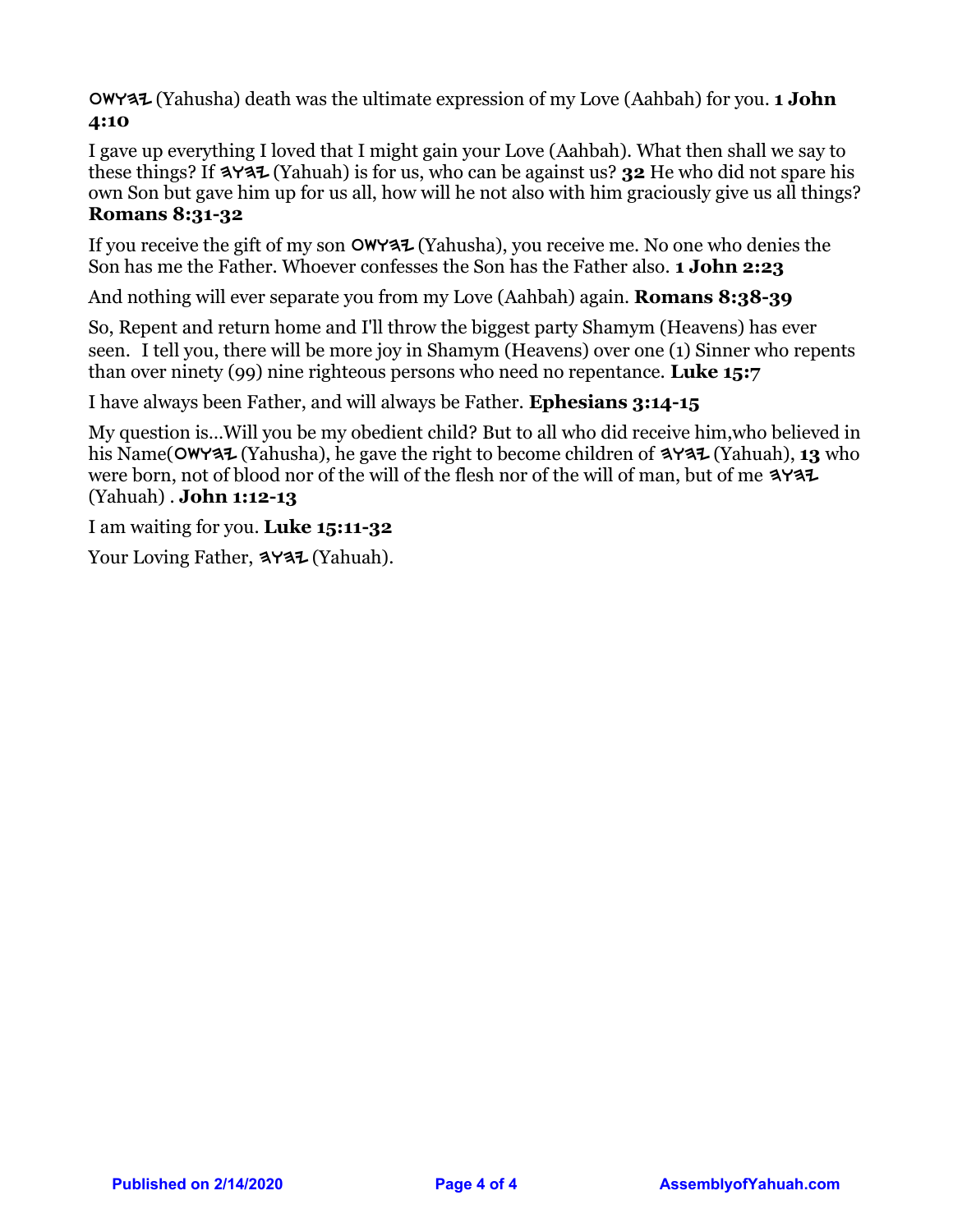𐤏𐤔𐤅𐤄𐤉 (Yahusha) death was the ultimate expression of my Love (Aahbah) for you. **1 John 4:10**

I gave up everything I loved that I might gain your Love (Aahbah). What then shall we say to these things? If 𐤄𐤅𐤄𐤉 (Yahuah) is for us, who can be against us? **32** He who did not spare his own Son but gave him up for us all, how will he not also with him graciously give us all things? **Romans 8:31-32**

If you receive the gift of my son 𐤏𐤔𐤅𐤄𐤉 (Yahusha), you receive me. No one who denies the Son has me the Father. Whoever confesses the Son has the Father also. **1 John 2:23**

And nothing will ever separate you from my Love (Aahbah) again. **Romans 8:38-39**

So, Repent and return home and I'll throw the biggest party Shamym (Heavens) has ever seen. I tell you, there will be more joy in Shamym (Heavens) over one (1) Sinner who repents than over ninety (99) nine righteous persons who need no repentance. **Luke 15:7**

I have always been Father, and will always be Father. **Ephesians 3:14-15**

My question is…Will you be my obedient child? But to all who did receive him,who believed in his Name(𐤏𐤔𐤅𐤄𐤉 (Yahusha), he gave the right to become children of 𐤄𐤅𐤄𐤉 (Yahuah), **13** who were born, not of blood nor of the will of the flesh nor of the will of man, but of me 𐤄𐤅𐤄𐤉 (Yahuah) . **John 1:12-13**

I am waiting for you. **Luke 15:11-32**

Your Loving Father, 𐤄𐤅𐤄𐤉 (Yahuah).